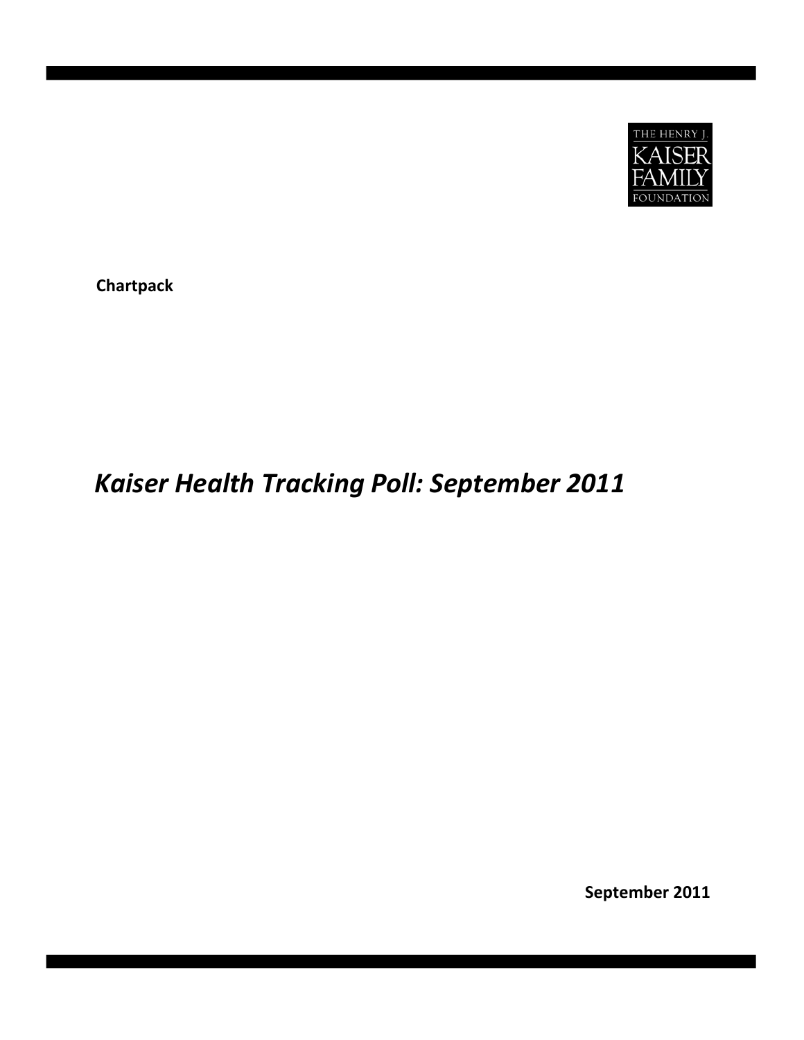THE HENRY J. KAISER FAMILY FOUNDATION

**Chartpack**

# *Kaiser Health Tracking Poll: September 2011*

**September 2011**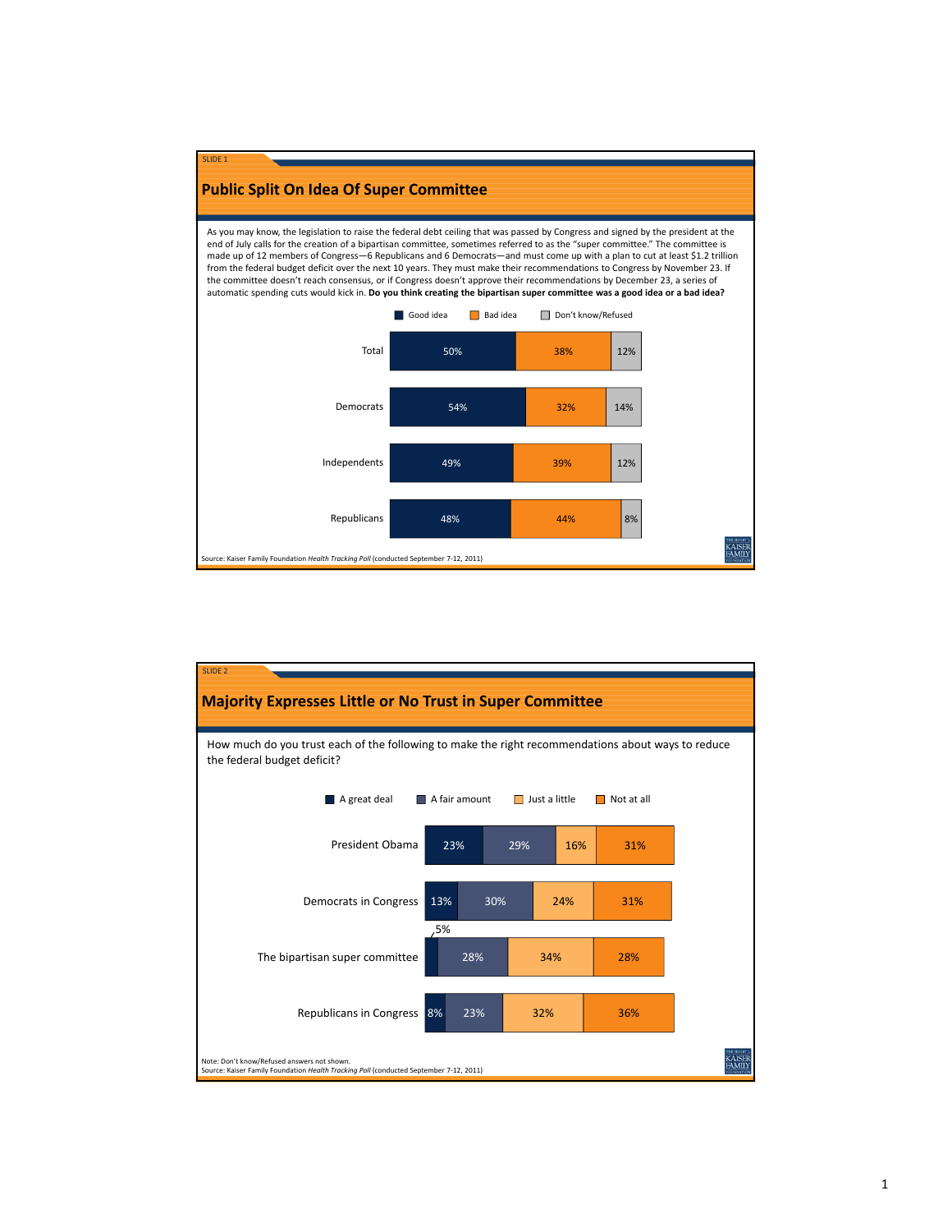SLIDE 1

## Public Split On Idea Of Super Committee

As you may know, the legislation to raise the federal debt ceiling that was passed by Congress and signed by the president at the end of July calls for the creation of a bipartisan committee, sometimes referred to as the "super committee." The committee is made up of 12 members of Congress—6 Republicans and 6 Democrats—and must come up with a plan to cut at least $1.2 trillion from the federal budget deficit over the next 10 years. They must make their recommendations to Congress by November 23. If the committee doesn't reach consensus, or if Congress doesn't approve their recommendations by December 23, a series of automatic spending cuts would kick in. **Do you think creating the bipartisan super committee was a good idea or a bad idea?**

| | Good idea | Bad idea | Don't know/Refused |
|---|---|---|---|
| Total | 50% | 38% | 12% |
| Democrats | 54% | 32% | 14% |
| Independents | 49% | 39% | 12% |
| Republicans | 48% | 44% | 8% |

Source: Kaiser Family Foundation *Health Tracking Poll* (conducted September 7-12, 2011)

SLIDE 2

## Majority Expresses Little or No Trust in Super Committee

How much do you trust each of the following to make the right recommendations about ways to reduce the federal budget deficit?

| | A great deal | A fair amount | Just a little | Not at all |
|---|---|---|---|---|
| President Obama | 23% | 29% | 16% | 31% |
| Democrats in Congress | 13% | 30% | 24% | 31% |
| The bipartisan super committee | 5% | 28% | 34% | 28% |
| Republicans in Congress | 8% | 23% | 32% | 36% |

Note: Don't know/Refused answers not shown.
Source: Kaiser Family Foundation *Health Tracking Poll* (conducted September 7-12, 2011)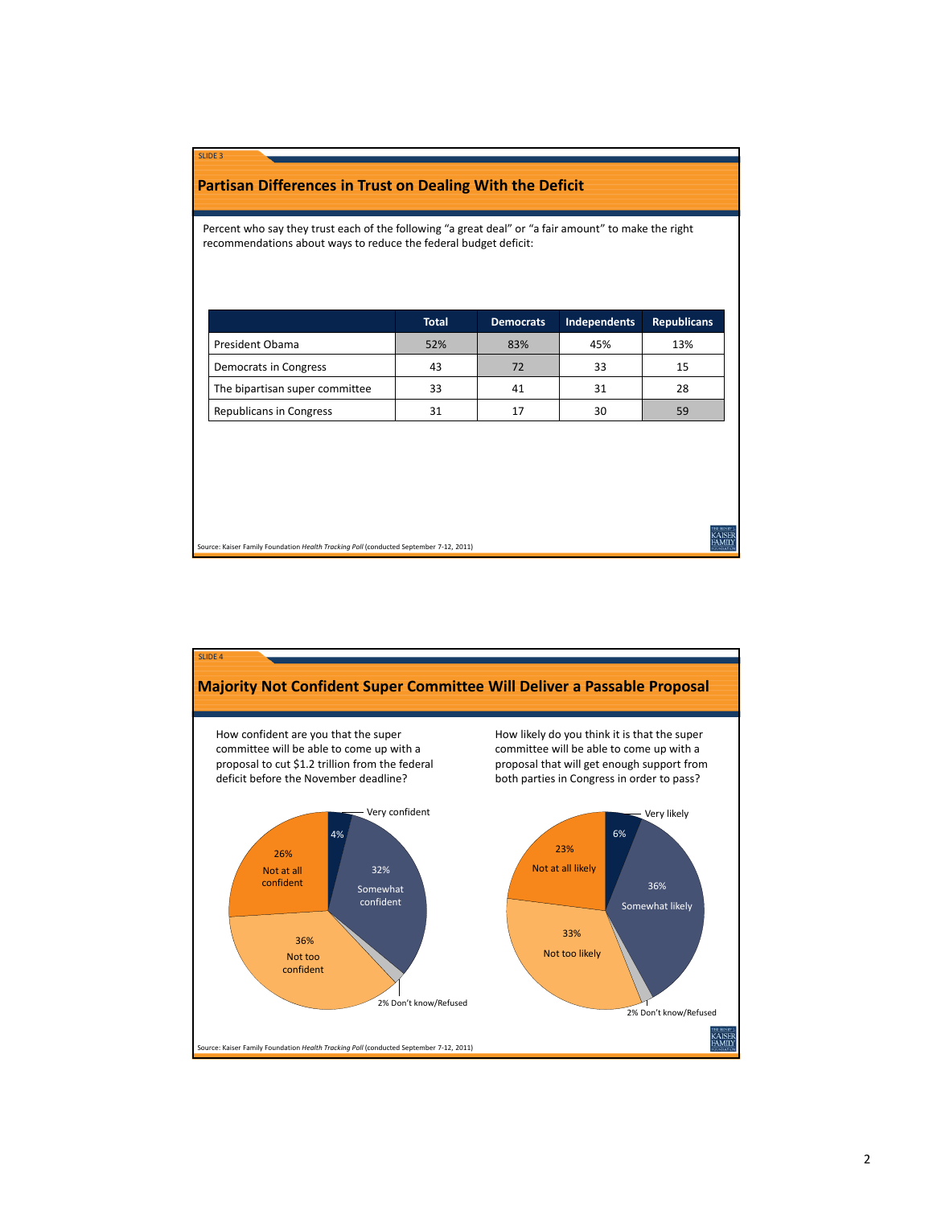SLIDE 3

## Partisan Differences in Trust on Dealing With the Deficit

Percent who say they trust each of the following "a great deal" or "a fair amount" to make the right recommendations about ways to reduce the federal budget deficit:

| | Total | Democrats | Independents | Republicans |
|---|---|---|---|---|
| President Obama | 52% | 83% | 45% | 13% |
| Democrats in Congress | 43 | 72 | 33 | 15 |
| The bipartisan super committee | 33 | 41 | 31 | 28 |
| Republicans in Congress | 31 | 17 | 30 | 59 |

Source: Kaiser Family Foundation *Health Tracking Poll* (conducted September 7-12, 2011)

SLIDE 4

## Majority Not Confident Super Committee Will Deliver a Passable Proposal

How confident are you that the super committee will be able to come up with a proposal to cut $1.2 trillion from the federal deficit before the November deadline?

- Very confident: 4%
- Somewhat confident: 32%
- Not too confident: 36%
- Not at all confident: 26%
- Don't know/Refused: 2%

How likely do you think it is that the super committee will be able to come up with a proposal that will get enough support from both parties in Congress in order to pass?

- Very likely: 6%
- Somewhat likely: 36%
- Not too likely: 33%
- Not at all likely: 23%
- Don't know/Refused: 2%

Source: Kaiser Family Foundation *Health Tracking Poll* (conducted September 7-12, 2011)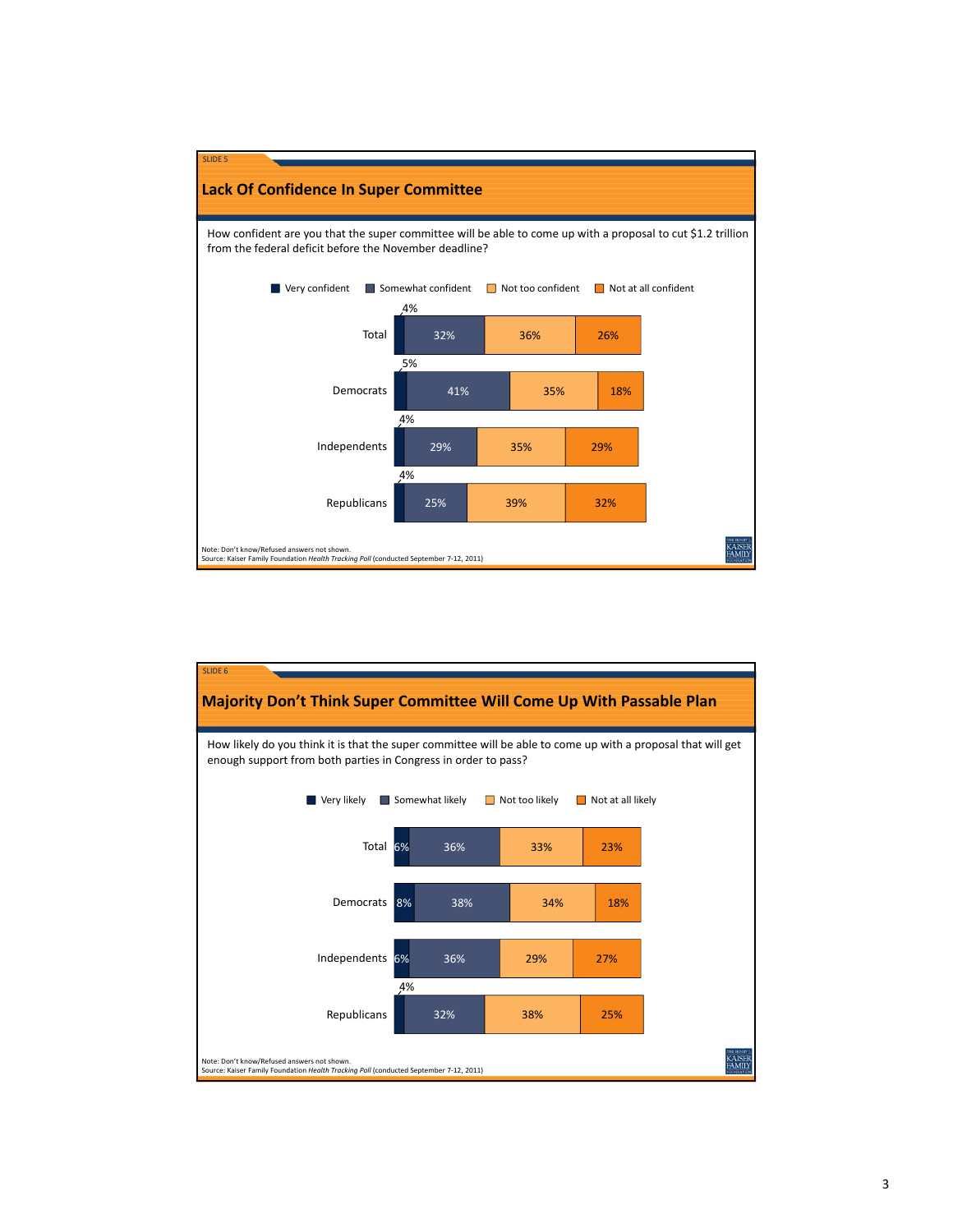SLIDE 5

## Lack Of Confidence In Super Committee

How confident are you that the super committee will be able to come up with a proposal to cut $1.2 trillion from the federal deficit before the November deadline?

| | Very confident | Somewhat confident | Not too confident | Not at all confident |
|---|---|---|---|---|
| Total | 4% | 32% | 36% | 26% |
| Democrats | 5% | 41% | 35% | 18% |
| Independents | 4% | 29% | 35% | 29% |
| Republicans | 4% | 25% | 39% | 32% |

Note: Don't know/Refused answers not shown.
Source: Kaiser Family Foundation *Health Tracking Poll* (conducted September 7-12, 2011)

SLIDE 6

## Majority Don't Think Super Committee Will Come Up With Passable Plan

How likely do you think it is that the super committee will be able to come up with a proposal that will get enough support from both parties in Congress in order to pass?

| | Very likely | Somewhat likely | Not too likely | Not at all likely |
|---|---|---|---|---|
| Total | 6% | 36% | 33% | 23% |
| Democrats | 8% | 38% | 34% | 18% |
| Independents | 6% | 36% | 29% | 27% |
| Republicans | 4% | 32% | 38% | 25% |

Note: Don't know/Refused answers not shown.
Source: Kaiser Family Foundation *Health Tracking Poll* (conducted September 7-12, 2011)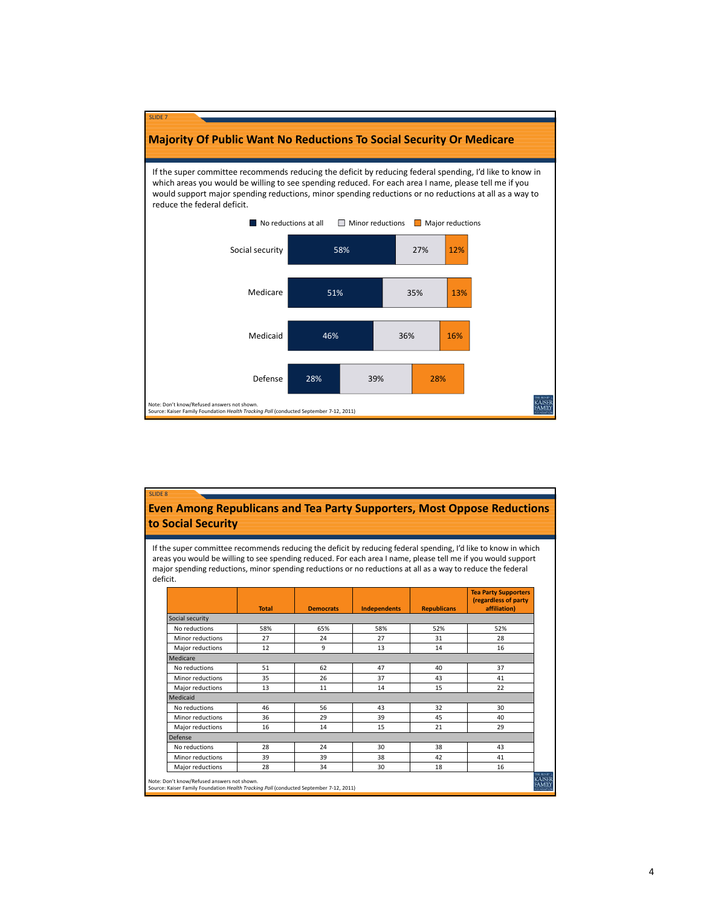SLIDE 7

## Majority Of Public Want No Reductions To Social Security Or Medicare

If the super committee recommends reducing the deficit by reducing federal spending, I'd like to know in which areas you would be willing to see spending reduced. For each area I name, please tell me if you would support major spending reductions, minor spending reductions or no reductions at all as a way to reduce the federal deficit.

| | No reductions at all | Minor reductions | Major reductions |
|---|---|---|---|
| Social security | 58% | 27% | 12% |
| Medicare | 51% | 35% | 13% |
| Medicaid | 46% | 36% | 16% |
| Defense | 28% | 39% | 28% |

Note: Don't know/Refused answers not shown.
Source: Kaiser Family Foundation *Health Tracking Poll* (conducted September 7-12, 2011)

SLIDE 8

## Even Among Republicans and Tea Party Supporters, Most Oppose Reductions to Social Security

If the super committee recommends reducing the deficit by reducing federal spending, I'd like to know in which areas you would be willing to see spending reduced. For each area I name, please tell me if you would support major spending reductions, minor spending reductions or no reductions at all as a way to reduce the federal deficit.

| | Total | Democrats | Independents | Republicans | Tea Party Supporters (regardless of party affiliation) |
|---|---|---|---|---|---|
| **Social security** | | | | | |
| No reductions | 58% | 65% | 58% | 52% | 52% |
| Minor reductions | 27 | 24 | 27 | 31 | 28 |
| Major reductions | 12 | 9 | 13 | 14 | 16 |
| **Medicare** | | | | | |
| No reductions | 51 | 62 | 47 | 40 | 37 |
| Minor reductions | 35 | 26 | 37 | 43 | 41 |
| Major reductions | 13 | 11 | 14 | 15 | 22 |
| **Medicaid** | | | | | |
| No reductions | 46 | 56 | 43 | 32 | 30 |
| Minor reductions | 36 | 29 | 39 | 45 | 40 |
| Major reductions | 16 | 14 | 15 | 21 | 29 |
| **Defense** | | | | | |
| No reductions | 28 | 24 | 30 | 38 | 43 |
| Minor reductions | 39 | 39 | 38 | 42 | 41 |
| Major reductions | 28 | 34 | 30 | 18 | 16 |

Note: Don't know/Refused answers not shown.
Source: Kaiser Family Foundation *Health Tracking Poll* (conducted September 7-12, 2011)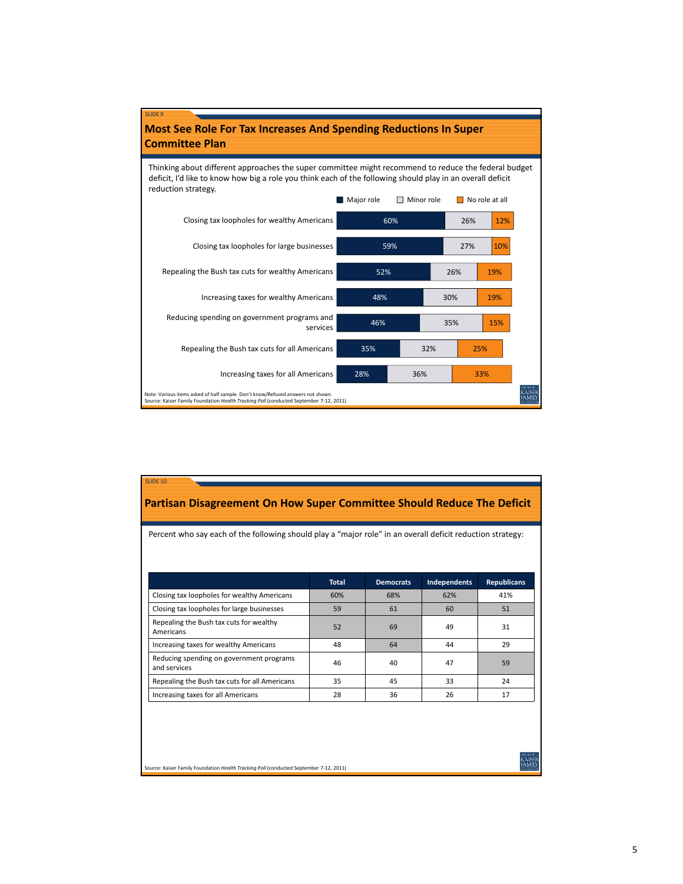SLIDE 9

## Most See Role For Tax Increases And Spending Reductions In Super Committee Plan

Thinking about different approaches the super committee might recommend to reduce the federal budget deficit, I'd like to know how big a role you think each of the following should play in an overall deficit reduction strategy.

| | Major role | Minor role | No role at all |
|---|---|---|---|
| Closing tax loopholes for wealthy Americans | 60% | 26% | 12% |
| Closing tax loopholes for large businesses | 59% | 27% | 10% |
| Repealing the Bush tax cuts for wealthy Americans | 52% | 26% | 19% |
| Increasing taxes for wealthy Americans | 48% | 30% | 19% |
| Reducing spending on government programs and services | 46% | 35% | 15% |
| Repealing the Bush tax cuts for all Americans | 35% | 32% | 25% |
| Increasing taxes for all Americans | 28% | 36% | 33% |

Note: Various items asked of half sample. Don't know/Refused answers not shown.
Source: Kaiser Family Foundation *Health Tracking Poll* (conducted September 7-12, 2011)

SLIDE 10

## Partisan Disagreement On How Super Committee Should Reduce The Deficit

Percent who say each of the following should play a "major role" in an overall deficit reduction strategy:

| | Total | Democrats | Independents | Republicans |
|---|---|---|---|---|
| Closing tax loopholes for wealthy Americans | 60% | 68% | 62% | 41% |
| Closing tax loopholes for large businesses | 59 | 61 | 60 | 51 |
| Repealing the Bush tax cuts for wealthy Americans | 52 | 69 | 49 | 31 |
| Increasing taxes for wealthy Americans | 48 | 64 | 44 | 29 |
| Reducing spending on government programs and services | 46 | 40 | 47 | 59 |
| Repealing the Bush tax cuts for all Americans | 35 | 45 | 33 | 24 |
| Increasing taxes for all Americans | 28 | 36 | 26 | 17 |

Source: Kaiser Family Foundation *Health Tracking Poll* (conducted September 7-12, 2011)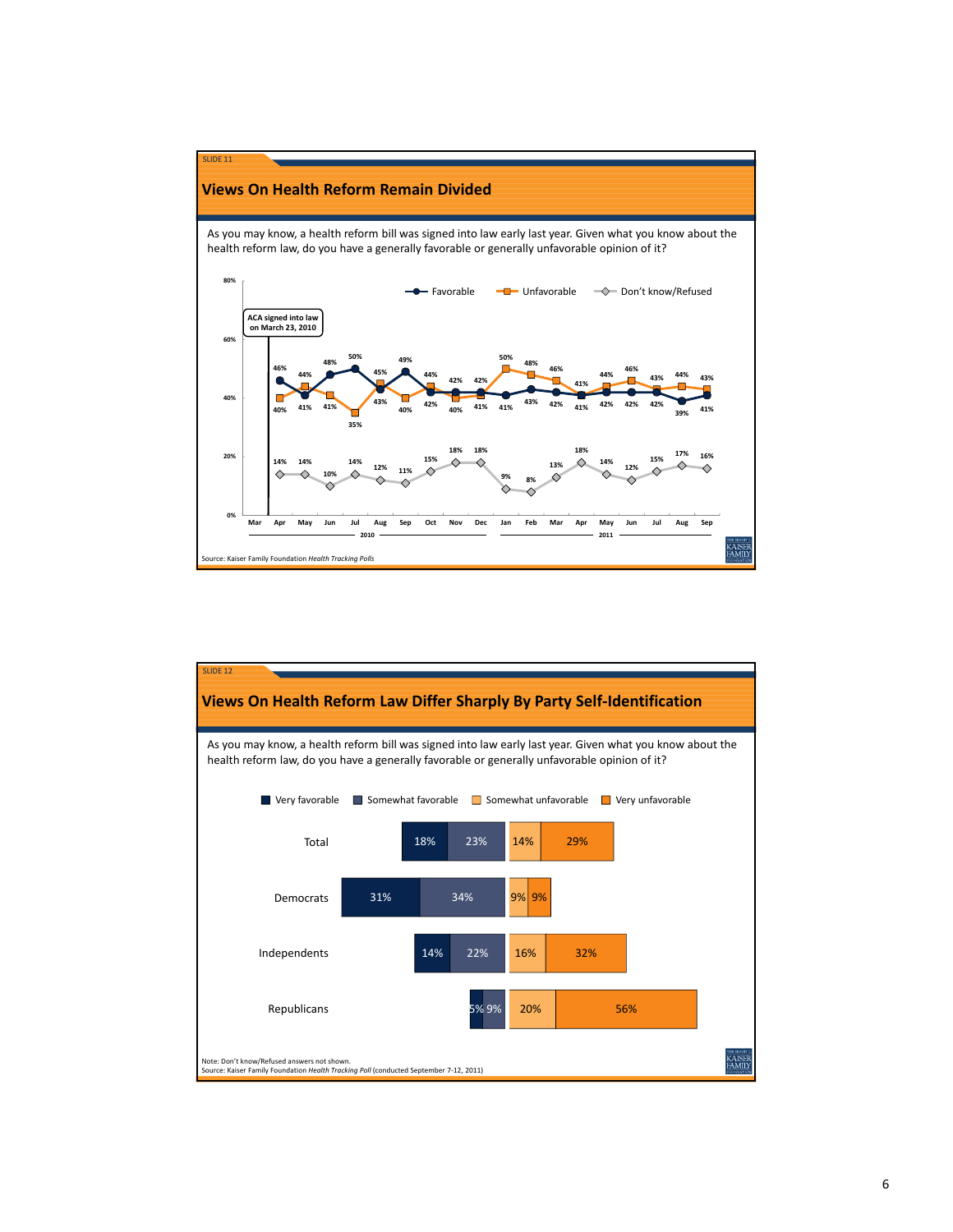SLIDE 11

## Views On Health Reform Remain Divided

As you may know, a health reform bill was signed into law early last year. Given what you know about the health reform law, do you have a generally favorable or generally unfavorable opinion of it?

ACA signed into law on March 23, 2010

| | Apr 2010 | May | Jun | Jul | Aug | Sep | Oct | Nov | Dec | Jan 2011 | Feb | Mar | Apr | May | Jun | Jul | Aug | Sep |
|---|---|---|---|---|---|---|---|---|---|---|---|---|---|---|---|---|---|---|
| Favorable | 46% | 41% | 48% | 50% | 43% | 49% | 42% | 42% | 41% | 41% | 43% | 42% | 41% | 42% | 42% | 42% | 39% | 41% |
| Unfavorable | 40% | 44% | 41% | 35% | 45% | 40% | 44% | 40% | 42% | 50% | 48% | 46% | 41% | 44% | 46% | 43% | 44% | 43% |
| Don't know/Refused | 14% | 14% | 10% | 14% | 12% | 11% | 15% | 18% | 18% | 9% | 8% | 13% | 18% | 14% | 12% | 15% | 17% | 16% |

Source: Kaiser Family Foundation *Health Tracking Polls*

SLIDE 12

## Views On Health Reform Law Differ Sharply By Party Self-Identification

As you may know, a health reform bill was signed into law early last year. Given what you know about the health reform law, do you have a generally favorable or generally unfavorable opinion of it?

| | Very favorable | Somewhat favorable | Somewhat unfavorable | Very unfavorable |
|---|---|---|---|---|
| Total | 18% | 23% | 14% | 29% |
| Democrats | 31% | 34% | 9% | 9% |
| Independents | 14% | 22% | 16% | 32% |
| Republicans | 5% | 9% | 20% | 56% |

Note: Don't know/Refused answers not shown.
Source: Kaiser Family Foundation *Health Tracking Poll* (conducted September 7-12, 2011)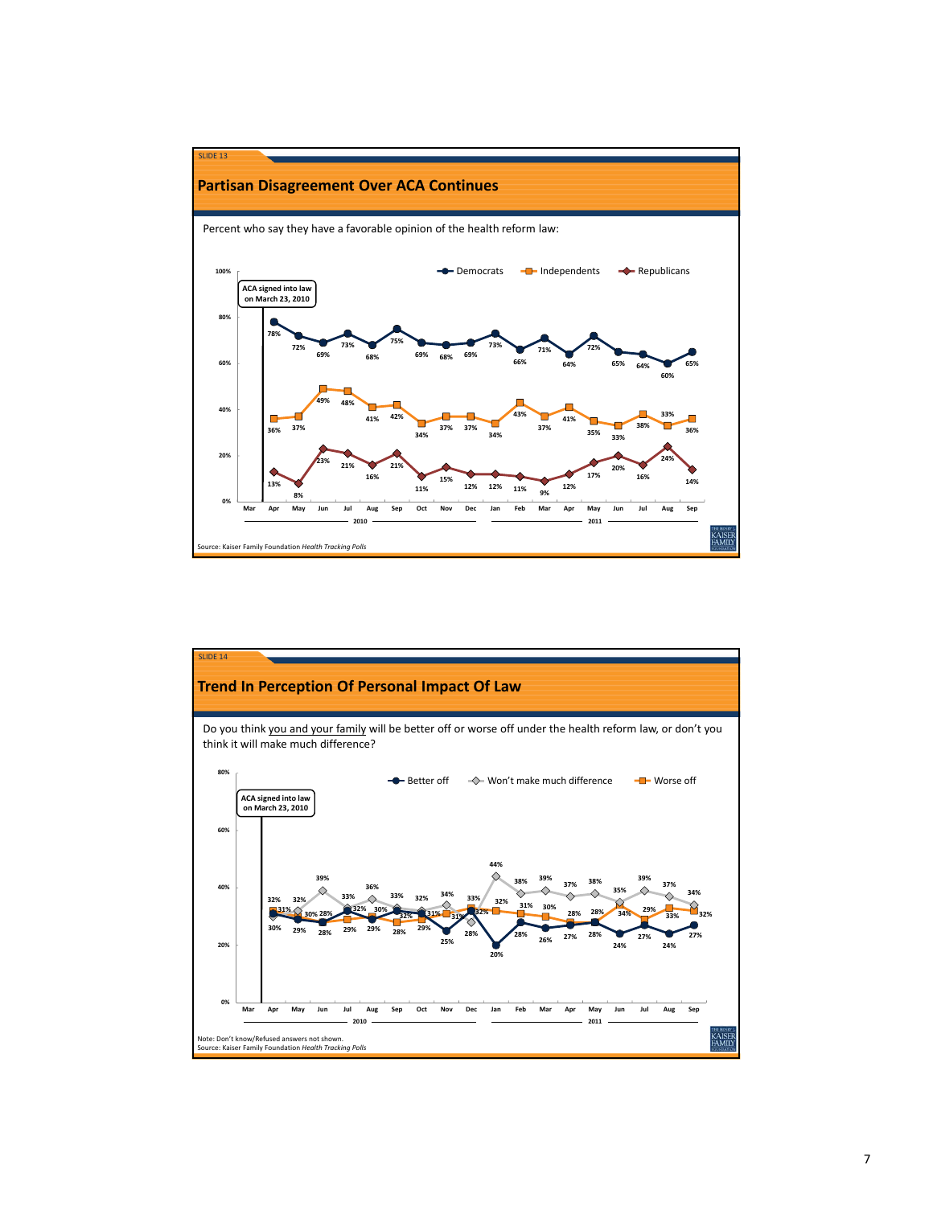SLIDE 13

## Partisan Disagreement Over ACA Continues

Percent who say they have a favorable opinion of the health reform law:

ACA signed into law on March 23, 2010

| | Apr 2010 | May | Jun | Jul | Aug | Sep | Oct | Nov | Dec | Jan 2011 | Feb | Mar | Apr | May | Jun | Jul | Aug | Sep |
|---|---|---|---|---|---|---|---|---|---|---|---|---|---|---|---|---|---|---|
| Democrats | 78% | 72% | 69% | 73% | 68% | 75% | 69% | 68% | 69% | 73% | 66% | 71% | 64% | 72% | 65% | 64% | 60% | 65% |
| Independents | 36% | 37% | 49% | 48% | 41% | 42% | 34% | 37% | 37% | 34% | 43% | 37% | 41% | 35% | 33% | 38% | 33% | 36% |
| Republicans | 13% | 8% | 23% | 21% | 16% | 21% | 11% | 15% | 12% | 12% | 11% | 9% | 12% | 17% | 20% | 16% | 24% | 14% |

Source: Kaiser Family Foundation *Health Tracking Polls*

SLIDE 14

## Trend In Perception Of Personal Impact Of Law

Do you think you and your family will be better off or worse off under the health reform law, or don't you think it will make much difference?

ACA signed into law on March 23, 2010

| | Apr 2010 | May | Jun | Jul | Aug | Sep | Oct | Nov | Dec | Jan 2011 | Feb | Mar | Apr | May | Jun | Jul | Aug | Sep |
|---|---|---|---|---|---|---|---|---|---|---|---|---|---|---|---|---|---|---|
| Better off | 31% | 29% | 28% | 32% | 29% | 32% | 31% | 25% | 32% | 20% | 28% | 26% | 27% | 28% | 24% | 27% | 24% | 27% |
| Won't make much difference | 30% | 32% | 39% | 33% | 36% | 33% | 32% | 34% | 28% | 44% | 38% | 39% | 37% | 38% | 35% | 39% | 37% | 34% |
| Worse off | 32% | 30% | 28% | 29% | 30% | 28% | 29% | 31% | 33% | 32% | 31% | 30% | 28% | 28% | 34% | 29% | 33% | 32% |

Note: Don't know/Refused answers not shown.
Source: Kaiser Family Foundation *Health Tracking Polls*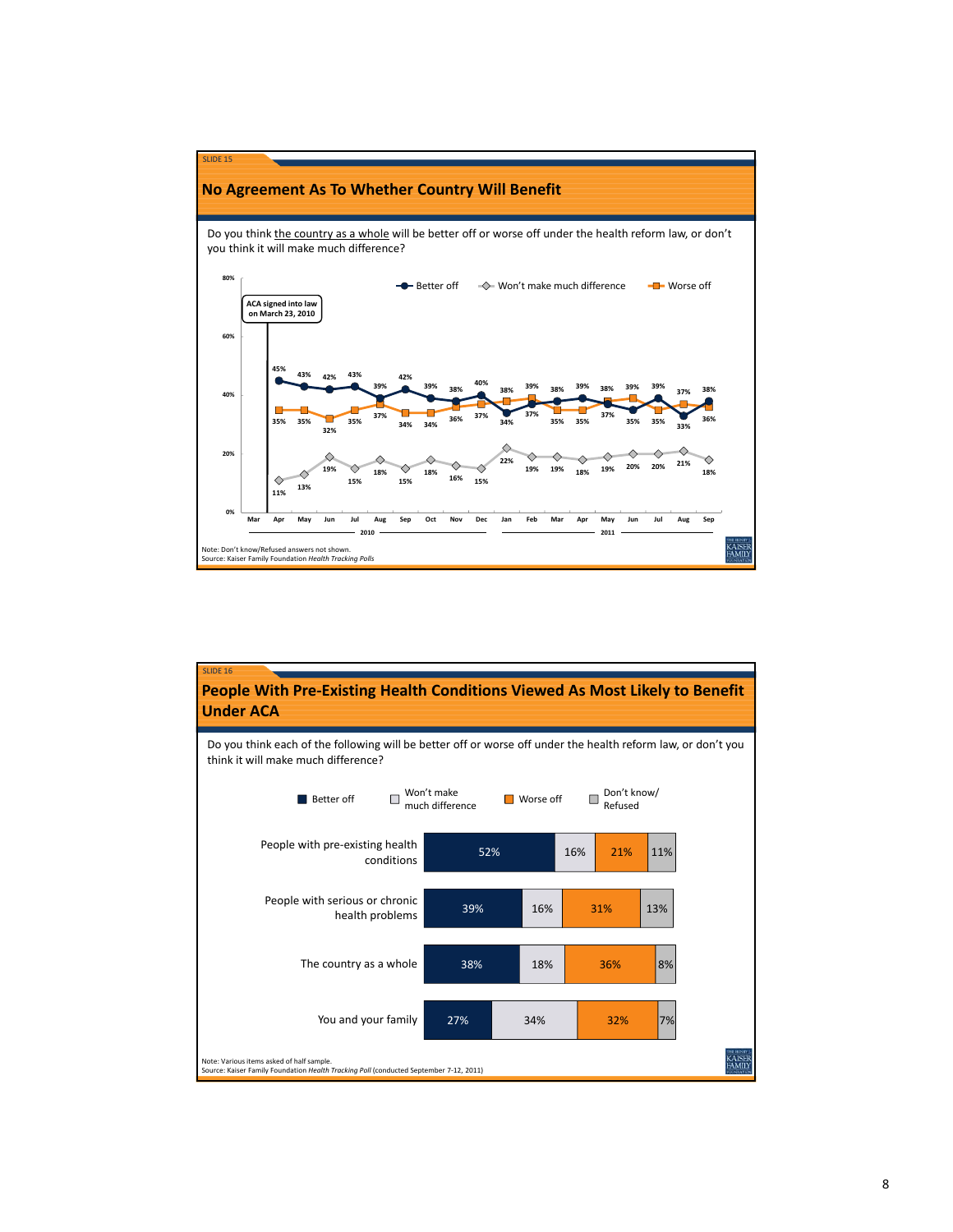SLIDE 15

## No Agreement As To Whether Country Will Benefit

Do you think the country as a whole will be better off or worse off under the health reform law, or don't you think it will make much difference?

ACA signed into law on March 23, 2010

| | Apr | May | Jun | Jul | Aug | Sep | Oct | Nov | Dec | Jan | Feb | Mar | Apr | May | Jun | Jul | Aug | Sep |
|---|---|---|---|---|---|---|---|---|---|---|---|---|---|---|---|---|---|---|
| Better off | 45% | 43% | 42% | 43% | 39% | 42% | 39% | 38% | 40% | 34% | 37% | 38% | 39% | 37% | 35% | 39% | 33% | 38% |
| Won't make much difference | 11% | 13% | 19% | 15% | 18% | 15% | 18% | 16% | 15% | 22% | 19% | 19% | 18% | 19% | 20% | 20% | 21% | 18% |
| Worse off | 35% | 35% | 32% | 35% | 37% | 34% | 34% | 36% | 37% | 38% | 39% | 35% | 35% | 38% | 39% | 35% | 37% | 36% |

2010 (Mar–Dec); 2011 (Jan–Sep)

Note: Don't know/Refused answers not shown.
Source: Kaiser Family Foundation *Health Tracking Polls*

SLIDE 16

## People With Pre-Existing Health Conditions Viewed As Most Likely to Benefit Under ACA

Do you think each of the following will be better off or worse off under the health reform law, or don't you think it will make much difference?

| | Better off | Won't make much difference | Worse off | Don't know/ Refused |
|---|---|---|---|---|
| People with pre-existing health conditions | 52% | 16% | 21% | 11% |
| People with serious or chronic health problems | 39% | 16% | 31% | 13% |
| The country as a whole | 38% | 18% | 36% | 8% |
| You and your family | 27% | 34% | 32% | 7% |

Note: Various items asked of half sample.
Source: Kaiser Family Foundation *Health Tracking Poll* (conducted September 7-12, 2011)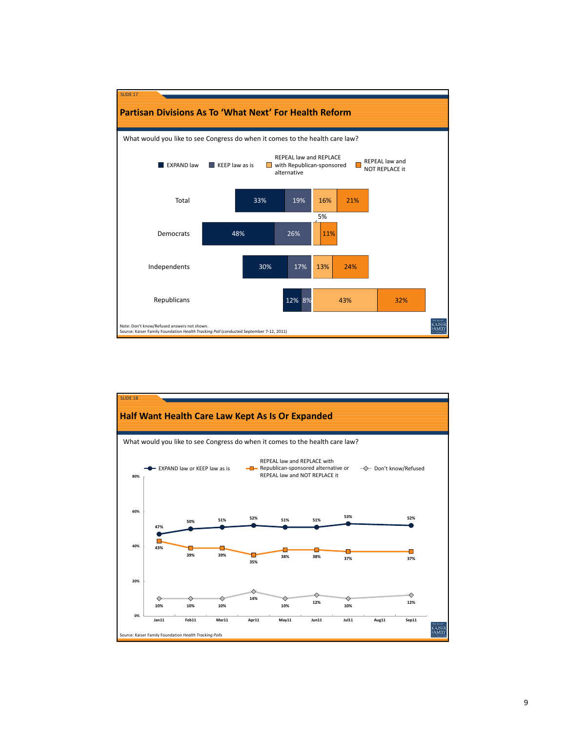SLIDE 17

## Partisan Divisions As To 'What Next' For Health Reform

What would you like to see Congress do when it comes to the health care law?

| | EXPAND law | KEEP law as is | REPEAL law and REPLACE with Republican-sponsored alternative | REPEAL law and NOT REPLACE it |
|---|---|---|---|---|
| Total | 33% | 19% | 16% | 21% |
| Democrats | 48% | 26% | 5% | 11% |
| Independents | 30% | 17% | 13% | 24% |
| Republicans | 12% | 8% | 43% | 32% |

Note: Don't know/Refused answers not shown.
Source: Kaiser Family Foundation *Health Tracking Poll* (conducted September 7-12, 2011)

SLIDE 18

## Half Want Health Care Law Kept As Is Or Expanded

What would you like to see Congress do when it comes to the health care law?

| | Jan11 | Feb11 | Mar11 | Apr11 | May11 | Jun11 | Jul11 | Aug11 | Sep11 |
|---|---|---|---|---|---|---|---|---|---|
| EXPAND law or KEEP law as is | 47% | 50% | 51% | 52% | 51% | 51% | 53% | | 52% |
| REPEAL law and REPLACE with Republican-sponsored alternative or REPEAL law and NOT REPLACE it | 43% | 39% | 39% | 35% | 38% | 38% | 37% | | 37% |
| Don't know/Refused | 10% | 10% | 10% | 14% | 10% | 12% | 10% | | 12% |

Source: Kaiser Family Foundation *Health Tracking Polls*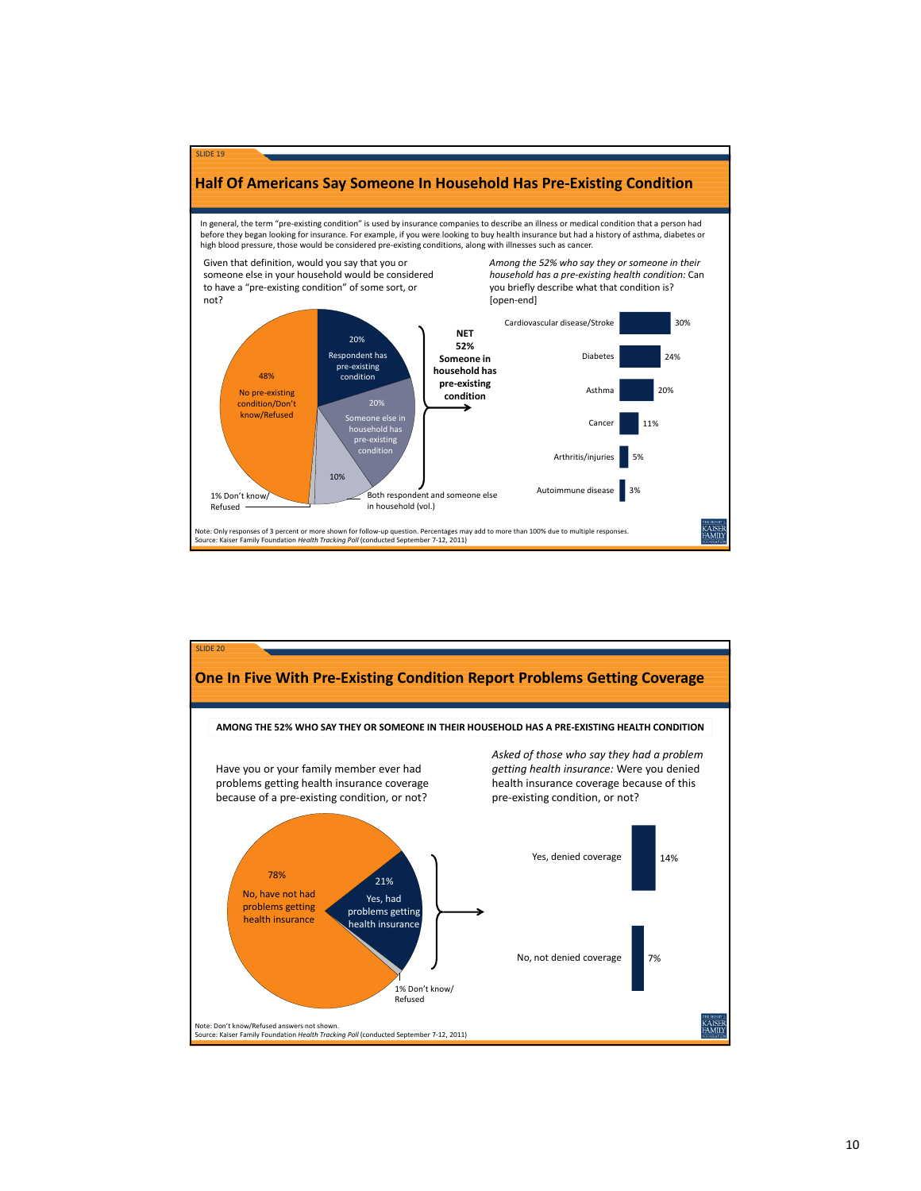SLIDE 19

## Half Of Americans Say Someone In Household Has Pre-Existing Condition

In general, the term "pre-existing condition" is used by insurance companies to describe an illness or medical condition that a person had before they began looking for insurance. For example, if you were looking to buy health insurance but had a history of asthma, diabetes or high blood pressure, those would be considered pre-existing conditions, along with illnesses such as cancer.

Given that definition, would you say that you or someone else in your household would be considered to have a "pre-existing condition" of some sort, or not?

| Response | Percent |
|---|---|
| Respondent has pre-existing condition | 20% |
| Someone else in household has pre-existing condition | 20% |
| Both respondent and someone else in household (vol.) | 10% |
| No pre-existing condition/Don't know/Refused | 48% |
| Don't know/Refused | 1% |

**NET 52% Someone in household has pre-existing condition**

*Among the 52% who say they or someone in their household has a pre-existing health condition:* Can you briefly describe what that condition is? [open-end]

| Condition | Percent |
|---|---|
| Cardiovascular disease/Stroke | 30% |
| Diabetes | 24% |
| Asthma | 20% |
| Cancer | 11% |
| Arthritis/injuries | 5% |
| Autoimmune disease | 3% |

Note: Only responses of 3 percent or more shown for follow-up question. Percentages may add to more than 100% due to multiple responses.
Source: Kaiser Family Foundation *Health Tracking Poll* (conducted September 7-12, 2011)

SLIDE 20

## One In Five With Pre-Existing Condition Report Problems Getting Coverage

**AMONG THE 52% WHO SAY THEY OR SOMEONE IN THEIR HOUSEHOLD HAS A PRE-EXISTING HEALTH CONDITION**

Have you or your family member ever had problems getting health insurance coverage because of a pre-existing condition, or not?

| Response | Percent |
|---|---|
| No, have not had problems getting health insurance | 78% |
| Yes, had problems getting health insurance | 21% |
| Don't know/Refused | 1% |

*Asked of those who say they had a problem getting health insurance:* Were you denied health insurance coverage because of this pre-existing condition, or not?

| Response | Percent |
|---|---|
| Yes, denied coverage | 14% |
| No, not denied coverage | 7% |

Note: Don't know/Refused answers not shown.
Source: Kaiser Family Foundation *Health Tracking Poll* (conducted September 7-12, 2011)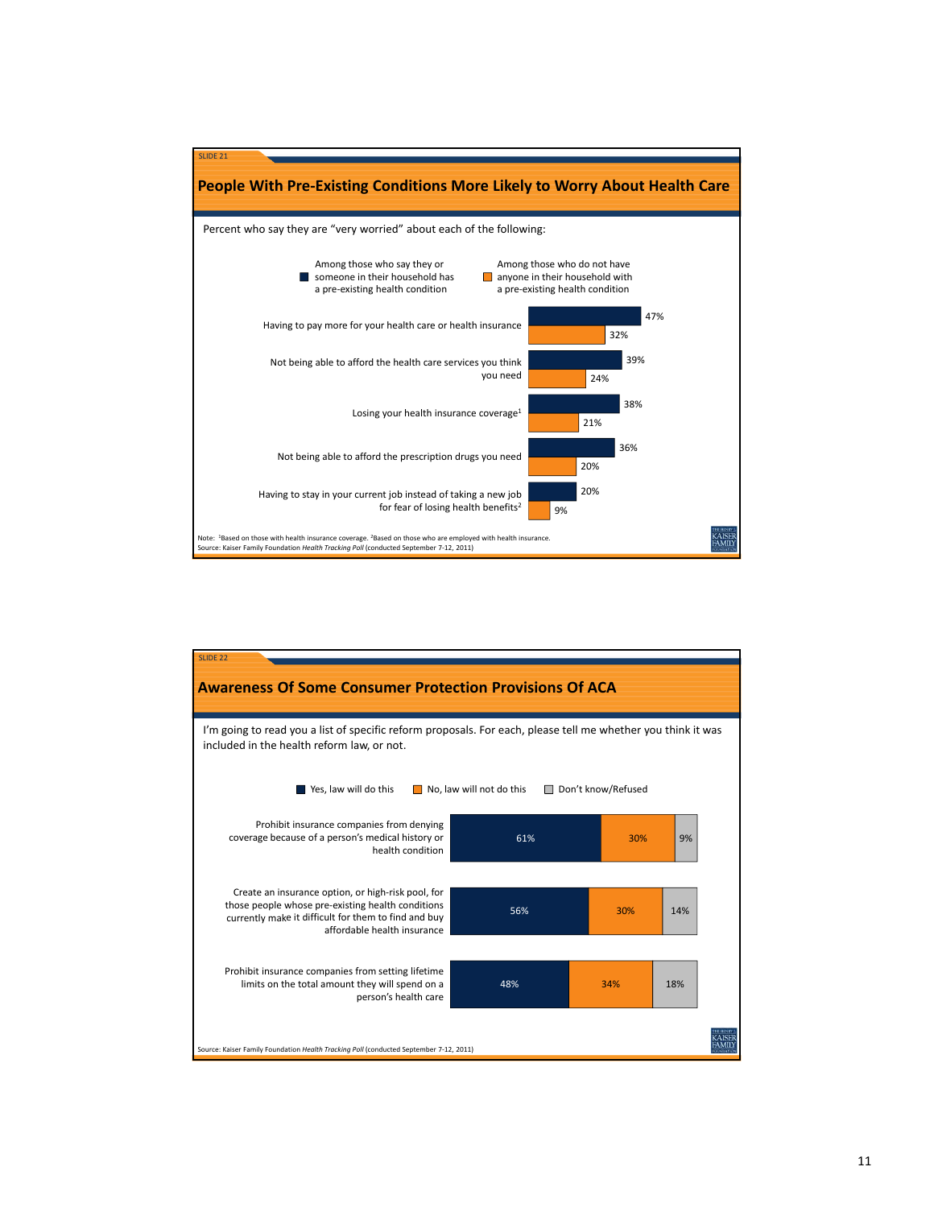SLIDE 21

## People With Pre-Existing Conditions More Likely to Worry About Health Care

Percent who say they are "very worried" about each of the following:

| | Among those who say they or someone in their household has a pre-existing health condition | Among those who do not have anyone in their household with a pre-existing health condition |
|---|---|---|
| Having to pay more for your health care or health insurance | 47% | 32% |
| Not being able to afford the health care services you think you need | 39% | 24% |
| Losing your health insurance coverage[1] | 38% | 21% |
| Not being able to afford the prescription drugs you need | 36% | 20% |
| Having to stay in your current job instead of taking a new job for fear of losing health benefits[2] | 20% | 9% |

Note: [1]Based on those with health insurance coverage. [2]Based on those who are employed with health insurance.
Source: Kaiser Family Foundation *Health Tracking Poll* (conducted September 7-12, 2011)

SLIDE 22

## Awareness Of Some Consumer Protection Provisions Of ACA

I'm going to read you a list of specific reform proposals. For each, please tell me whether you think it was included in the health reform law, or not.

| | Yes, law will do this | No, law will not do this | Don't know/Refused |
|---|---|---|---|
| Prohibit insurance companies from denying coverage because of a person's medical history or health condition | 61% | 30% | 9% |
| Create an insurance option, or high-risk pool, for those people whose pre-existing health conditions currently make it difficult for them to find and buy affordable health insurance | 56% | 30% | 14% |
| Prohibit insurance companies from setting lifetime limits on the total amount they will spend on a person's health care | 48% | 34% | 18% |

Source: Kaiser Family Foundation *Health Tracking Poll* (conducted September 7-12, 2011)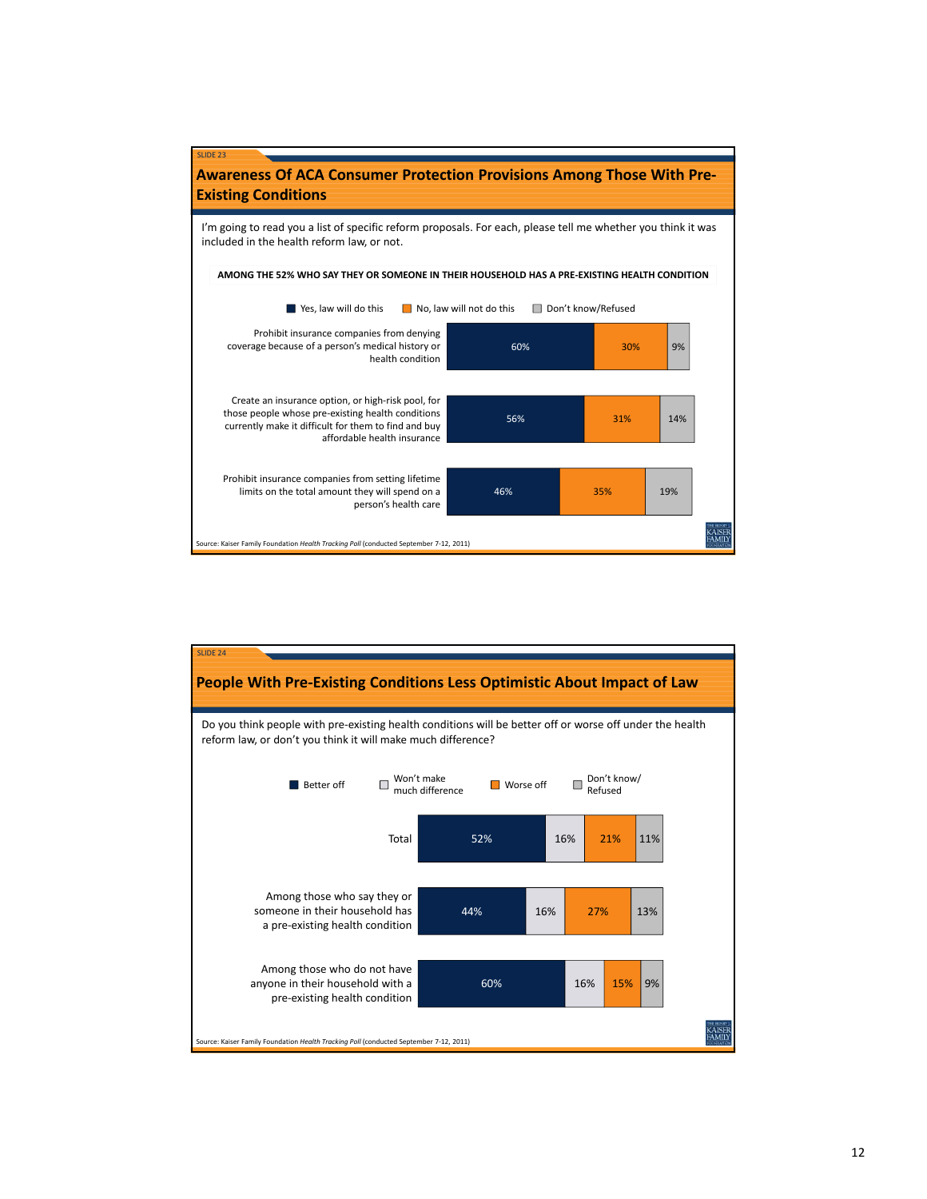SLIDE 23

## Awareness Of ACA Consumer Protection Provisions Among Those With Pre-Existing Conditions

I'm going to read you a list of specific reform proposals. For each, please tell me whether you think it was included in the health reform law, or not.

**AMONG THE 52% WHO SAY THEY OR SOMEONE IN THEIR HOUSEHOLD HAS A PRE-EXISTING HEALTH CONDITION**

| | Yes, law will do this | No, law will not do this | Don't know/Refused |
|---|---|---|---|
| Prohibit insurance companies from denying coverage because of a person's medical history or health condition | 60% | 30% | 9% |
| Create an insurance option, or high-risk pool, for those people whose pre-existing health conditions currently make it difficult for them to find and buy affordable health insurance | 56% | 31% | 14% |
| Prohibit insurance companies from setting lifetime limits on the total amount they will spend on a person's health care | 46% | 35% | 19% |

Source: Kaiser Family Foundation *Health Tracking Poll* (conducted September 7-12, 2011)

SLIDE 24

## People With Pre-Existing Conditions Less Optimistic About Impact of Law

Do you think people with pre-existing health conditions will be better off or worse off under the health reform law, or don't you think it will make much difference?

| | Better off | Won't make much difference | Worse off | Don't know/ Refused |
|---|---|---|---|---|
| Total | 52% | 16% | 21% | 11% |
| Among those who say they or someone in their household has a pre-existing health condition | 44% | 16% | 27% | 13% |
| Among those who do not have anyone in their household with a pre-existing health condition | 60% | 16% | 15% | 9% |

Source: Kaiser Family Foundation *Health Tracking Poll* (conducted September 7-12, 2011)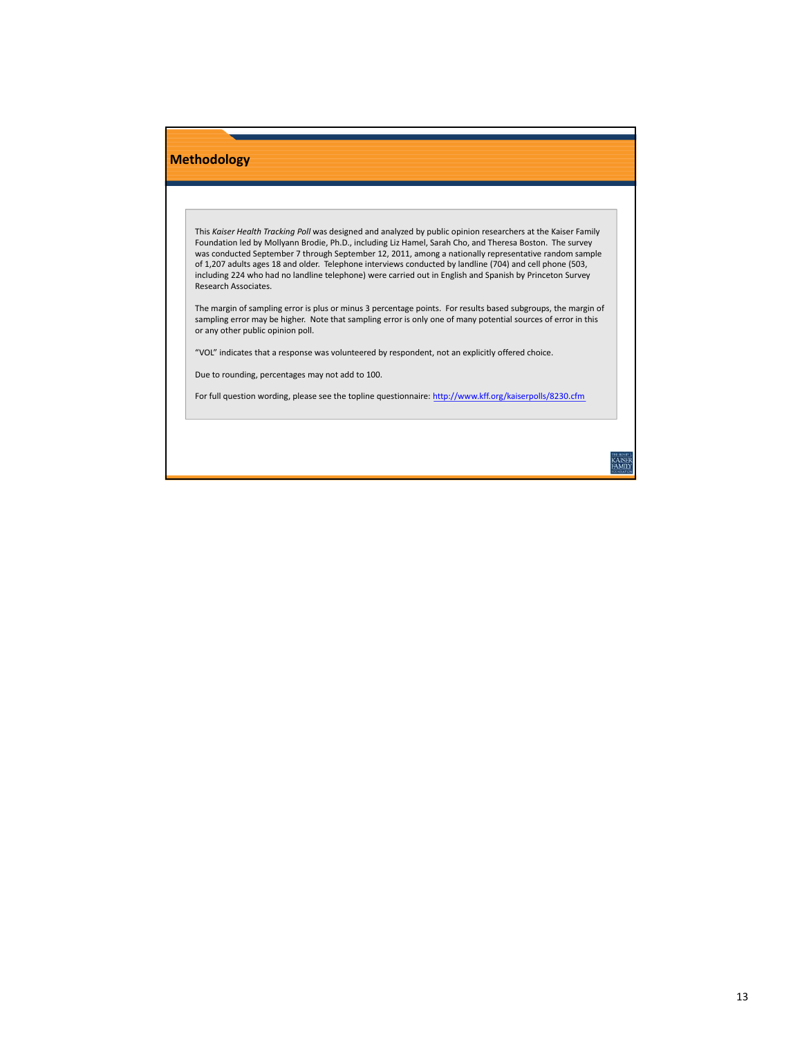## Methodology

This *Kaiser Health Tracking Poll* was designed and analyzed by public opinion researchers at the Kaiser Family Foundation led by Mollyann Brodie, Ph.D., including Liz Hamel, Sarah Cho, and Theresa Boston. The survey was conducted September 7 through September 12, 2011, among a nationally representative random sample of 1,207 adults ages 18 and older. Telephone interviews conducted by landline (704) and cell phone (503, including 224 who had no landline telephone) were carried out in English and Spanish by Princeton Survey Research Associates.

The margin of sampling error is plus or minus 3 percentage points. For results based subgroups, the margin of sampling error may be higher. Note that sampling error is only one of many potential sources of error in this or any other public opinion poll.

"VOL" indicates that a response was volunteered by respondent, not an explicitly offered choice.

Due to rounding, percentages may not add to 100.

For full question wording, please see the topline questionnaire: http://www.kff.org/kaiserpolls/8230.cfm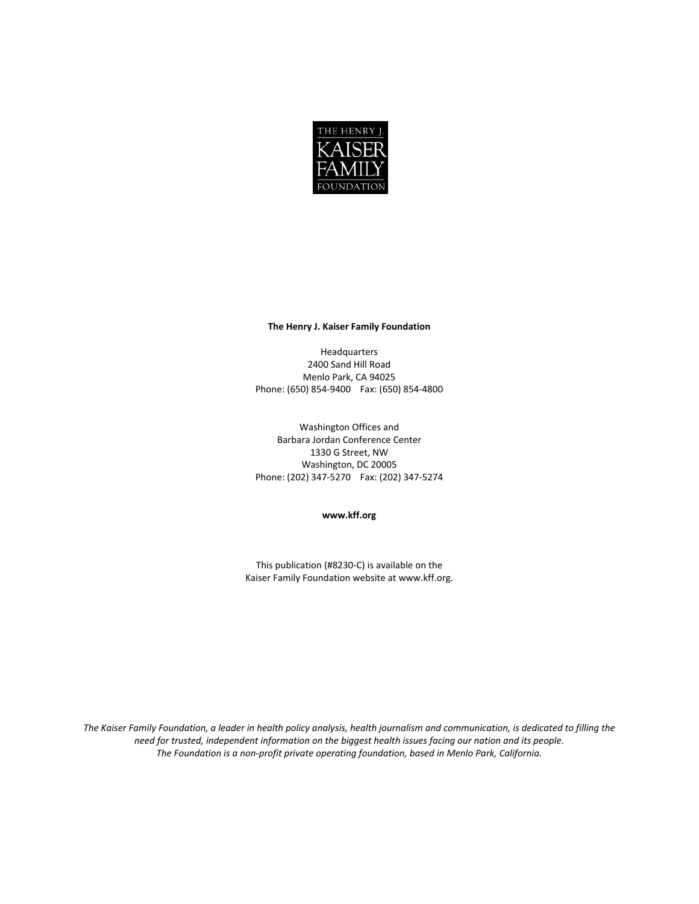THE HENRY J.
KAISER
FAMILY
FOUNDATION

**The Henry J. Kaiser Family Foundation**

Headquarters
2400 Sand Hill Road
Menlo Park, CA 94025
Phone: (650) 854-9400 Fax: (650) 854-4800

Washington Offices and
Barbara Jordan Conference Center
1330 G Street, NW
Washington, DC 20005
Phone: (202) 347-5270 Fax: (202) 347-5274

**www.kff.org**

This publication (#8230-C) is available on the
Kaiser Family Foundation website at www.kff.org.

*The Kaiser Family Foundation, a leader in health policy analysis, health journalism and communication, is dedicated to filling the need for trusted, independent information on the biggest health issues facing our nation and its people. The Foundation is a non-profit private operating foundation, based in Menlo Park, California.*